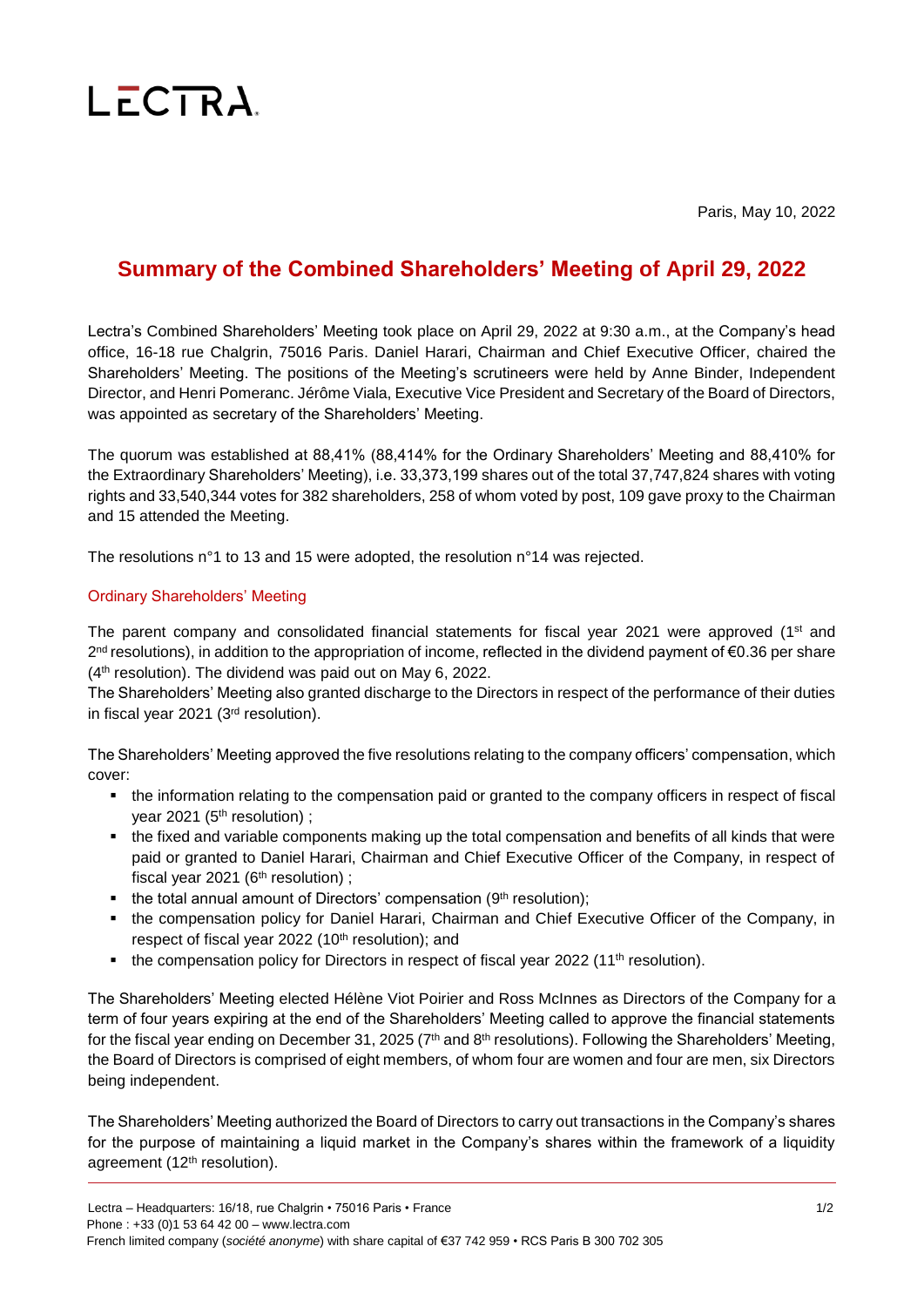LECTRA

Paris, May 10, 2022

# Summary of the Combined Shareholders' Meeting of April 29, 2022

Lectra's Combined Shareholders' Meeting took place on April 29, 2022 at 9:30 a.m., at the Company's head office, 16-18 rue Chalgrin, 75016 Paris. Daniel Harari, Chairman and Chief Executive Officer, chaired the Shareholders' Meeting. The positions of the Meeting's scrutineers were held by Anne Binder, Independent Director, and Henri Pomeranc. Jérôme Viala, Executive Vice President and Secretary of the Board of Directors, was appointed as secretary of the Shareholders' Meeting.

The quorum was established at 88,41% (88,414% for the Ordinary Shareholders' Meeting and 88,410% for the Extraordinary Shareholders' Meeting), i.e. 33,373,199 shares out of the total 37,747,824 shares with voting rights and 33,540,344 votes for 382 shareholders, 258 of whom voted by post, 109 gave proxy to the Chairman and 15 attended the Meeting.

The resolutions n°1 to 13 and 15 were adopted, the resolution n°14 was rejected.

## Ordinary Shareholders' Meeting

The parent company and consolidated financial statements for fiscal year 2021 were approved (1st and 2nd resolutions), in addition to the appropriation of income, reflected in the dividend payment of €0.36 per share (4th resolution). The dividend was paid out on May 6, 2022.
The Shareholders' Meeting also granted discharge to the Directors in respect of the performance of their duties in fiscal year 2021 (3rd resolution).

The Shareholders' Meeting approved the five resolutions relating to the company officers' compensation, which cover:

- the information relating to the compensation paid or granted to the company officers in respect of fiscal year 2021 (5th resolution) ;
- the fixed and variable components making up the total compensation and benefits of all kinds that were paid or granted to Daniel Harari, Chairman and Chief Executive Officer of the Company, in respect of fiscal year 2021 (6th resolution) ;
- the total annual amount of Directors' compensation (9th resolution);
- the compensation policy for Daniel Harari, Chairman and Chief Executive Officer of the Company, in respect of fiscal year 2022 (10th resolution); and
- the compensation policy for Directors in respect of fiscal year 2022 (11th resolution).

The Shareholders' Meeting elected Hélène Viot Poirier and Ross McInnes as Directors of the Company for a term of four years expiring at the end of the Shareholders' Meeting called to approve the financial statements for the fiscal year ending on December 31, 2025 (7th and 8th resolutions). Following the Shareholders' Meeting, the Board of Directors is comprised of eight members, of whom four are women and four are men, six Directors being independent.

The Shareholders' Meeting authorized the Board of Directors to carry out transactions in the Company's shares for the purpose of maintaining a liquid market in the Company's shares within the framework of a liquidity agreement (12th resolution).

Lectra – Headquarters: 16/18, rue Chalgrin • 75016 Paris • France
Phone : +33 (0)1 53 64 42 00 – www.lectra.com
French limited company (*société anonyme*) with share capital of €37 742 959 • RCS Paris B 300 702 305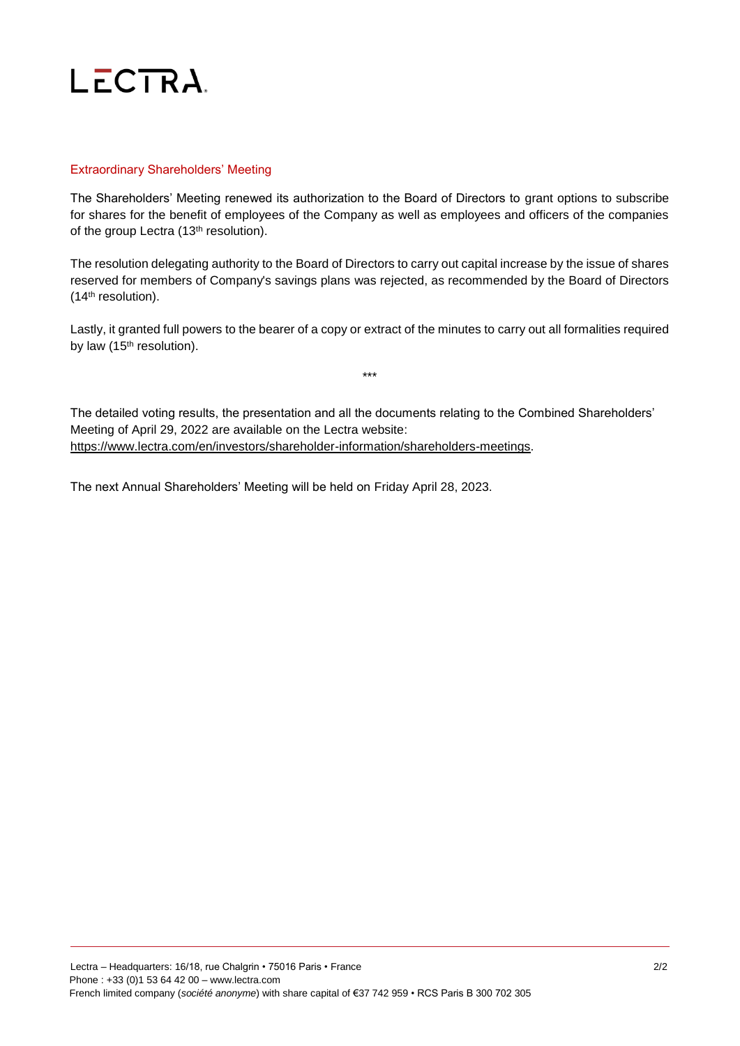## Extraordinary Shareholders' Meeting

The Shareholders' Meeting renewed its authorization to the Board of Directors to grant options to subscribe for shares for the benefit of employees of the Company as well as employees and officers of the companies of the group Lectra (13th resolution).

The resolution delegating authority to the Board of Directors to carry out capital increase by the issue of shares reserved for members of Company's savings plans was rejected, as recommended by the Board of Directors (14th resolution).

Lastly, it granted full powers to the bearer of a copy or extract of the minutes to carry out all formalities required by law (15th resolution).

\*\*\*

The detailed voting results, the presentation and all the documents relating to the Combined Shareholders' Meeting of April 29, 2022 are available on the Lectra website: https://www.lectra.com/en/investors/shareholder-information/shareholders-meetings.

The next Annual Shareholders' Meeting will be held on Friday April 28, 2023.

Lectra – Headquarters: 16/18, rue Chalgrin • 75016 Paris • France
Phone : +33 (0)1 53 64 42 00 – www.lectra.com
French limited company (*société anonyme*) with share capital of €37 742 959 • RCS Paris B 300 702 305